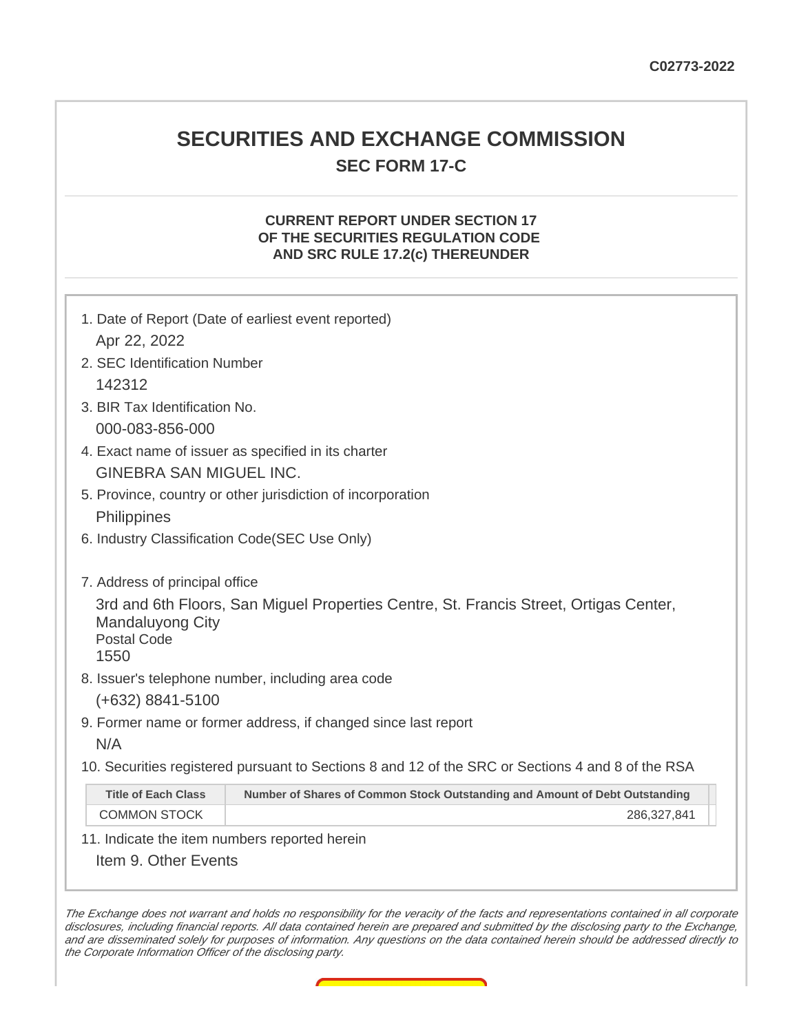C02773-2022

# SECURITIES AND EXCHANGE COMMISSION

## SEC FORM 17-C

### CURRENT REPORT UNDER SECTION 17 OF THE SECURITIES REGULATION CODE AND SRC RULE 17.2(c) THEREUNDER

1. Date of Report (Date of earliest event reported)

   Apr 22, 2022

2. SEC Identification Number

   142312

3. BIR Tax Identification No.

   000-083-856-000

4. Exact name of issuer as specified in its charter

   GINEBRA SAN MIGUEL INC.

5. Province, country or other jurisdiction of incorporation

   Philippines

6. Industry Classification Code(SEC Use Only)

7. Address of principal office

   3rd and 6th Floors, San Miguel Properties Centre, St. Francis Street, Ortigas Center, Mandaluyong City
   Postal Code
   1550

8. Issuer's telephone number, including area code

   (+632) 8841-5100

9. Former name or former address, if changed since last report

   N/A

10. Securities registered pursuant to Sections 8 and 12 of the SRC or Sections 4 and 8 of the RSA

| Title of Each Class | Number of Shares of Common Stock Outstanding and Amount of Debt Outstanding |
|---|---|
| COMMON STOCK | 286,327,841 |

11. Indicate the item numbers reported herein

    Item 9. Other Events

*The Exchange does not warrant and holds no responsibility for the veracity of the facts and representations contained in all corporate disclosures, including financial reports. All data contained herein are prepared and submitted by the disclosing party to the Exchange, and are disseminated solely for purposes of information. Any questions on the data contained herein should be addressed directly to the Corporate Information Officer of the disclosing party.*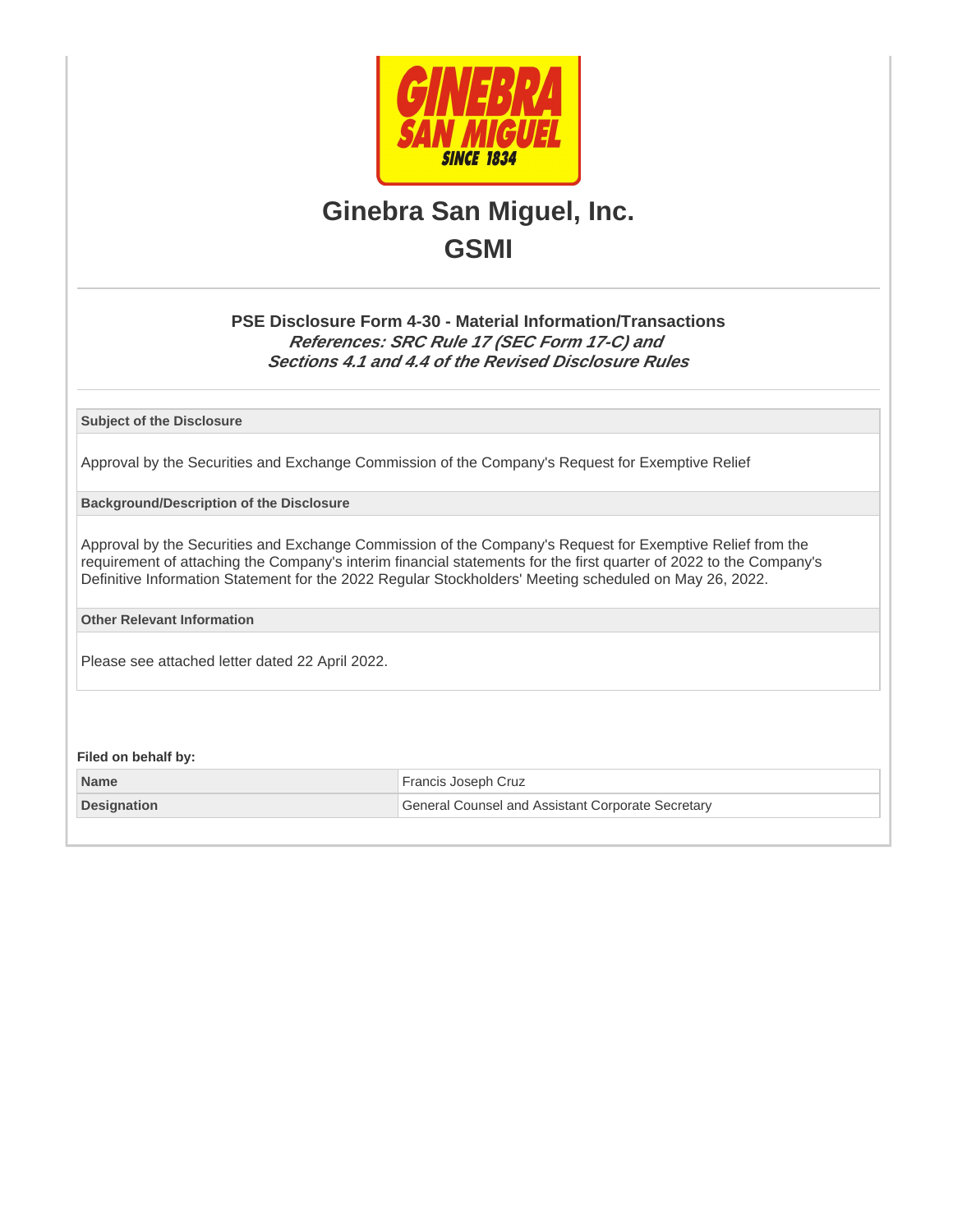# Ginebra San Miguel, Inc.

## GSMI

---

### PSE Disclosure Form 4-30 - Material Information/Transactions

***References: SRC Rule 17 (SEC Form 17-C) and***
***Sections 4.1 and 4.4 of the Revised Disclosure Rules***

---

**Subject of the Disclosure**

Approval by the Securities and Exchange Commission of the Company's Request for Exemptive Relief

**Background/Description of the Disclosure**

Approval by the Securities and Exchange Commission of the Company's Request for Exemptive Relief from the requirement of attaching the Company's interim financial statements for the first quarter of 2022 to the Company's Definitive Information Statement for the 2022 Regular Stockholders' Meeting scheduled on May 26, 2022.

**Other Relevant Information**

Please see attached letter dated 22 April 2022.

**Filed on behalf by:**

| | |
|---|---|
| **Name** | Francis Joseph Cruz |
| **Designation** | General Counsel and Assistant Corporate Secretary |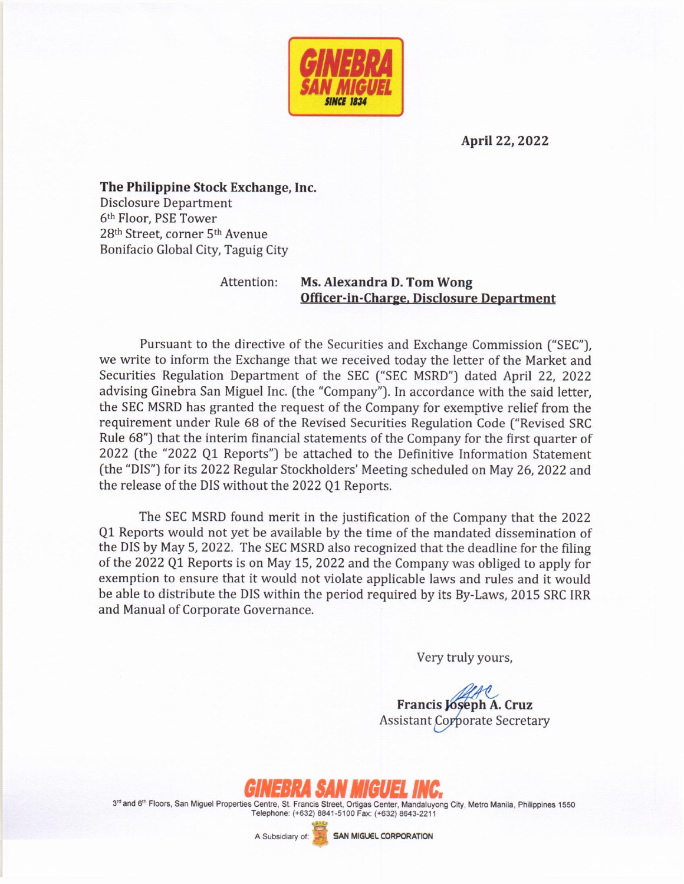April 22, 2022

**The Philippine Stock Exchange, Inc.**
Disclosure Department
6th Floor, PSE Tower
28th Street, corner 5th Avenue
Bonifacio Global City, Taguig City

Attention: **Ms. Alexandra D. Tom Wong**
**Officer-in-Charge, Disclosure Department**

Pursuant to the directive of the Securities and Exchange Commission ("SEC"), we write to inform the Exchange that we received today the letter of the Market and Securities Regulation Department of the SEC ("SEC MSRD") dated April 22, 2022 advising Ginebra San Miguel Inc. (the "Company"). In accordance with the said letter, the SEC MSRD has granted the request of the Company for exemptive relief from the requirement under Rule 68 of the Revised Securities Regulation Code ("Revised SRC Rule 68") that the interim financial statements of the Company for the first quarter of 2022 (the "2022 Q1 Reports") be attached to the Definitive Information Statement (the "DIS") for its 2022 Regular Stockholders' Meeting scheduled on May 26, 2022 and the release of the DIS without the 2022 Q1 Reports.

The SEC MSRD found merit in the justification of the Company that the 2022 Q1 Reports would not yet be available by the time of the mandated dissemination of the DIS by May 5, 2022. The SEC MSRD also recognized that the deadline for the filing of the 2022 Q1 Reports is on May 15, 2022 and the Company was obliged to apply for exemption to ensure that it would not violate applicable laws and rules and it would be able to distribute the DIS within the period required by its By-Laws, 2015 SRC IRR and Manual of Corporate Governance.

Very truly yours,

**Francis Joseph A. Cruz**
Assistant Corporate Secretary

**GINEBRA SAN MIGUEL INC.**
3rd and 6th Floors, San Miguel Properties Centre, St. Francis Street, Ortigas Center, Mandaluyong City, Metro Manila, Philippines 1550
Telephone: (+632) 8841-5100 Fax: (+632) 8643-2211

A Subsidiary of: SAN MIGUEL CORPORATION